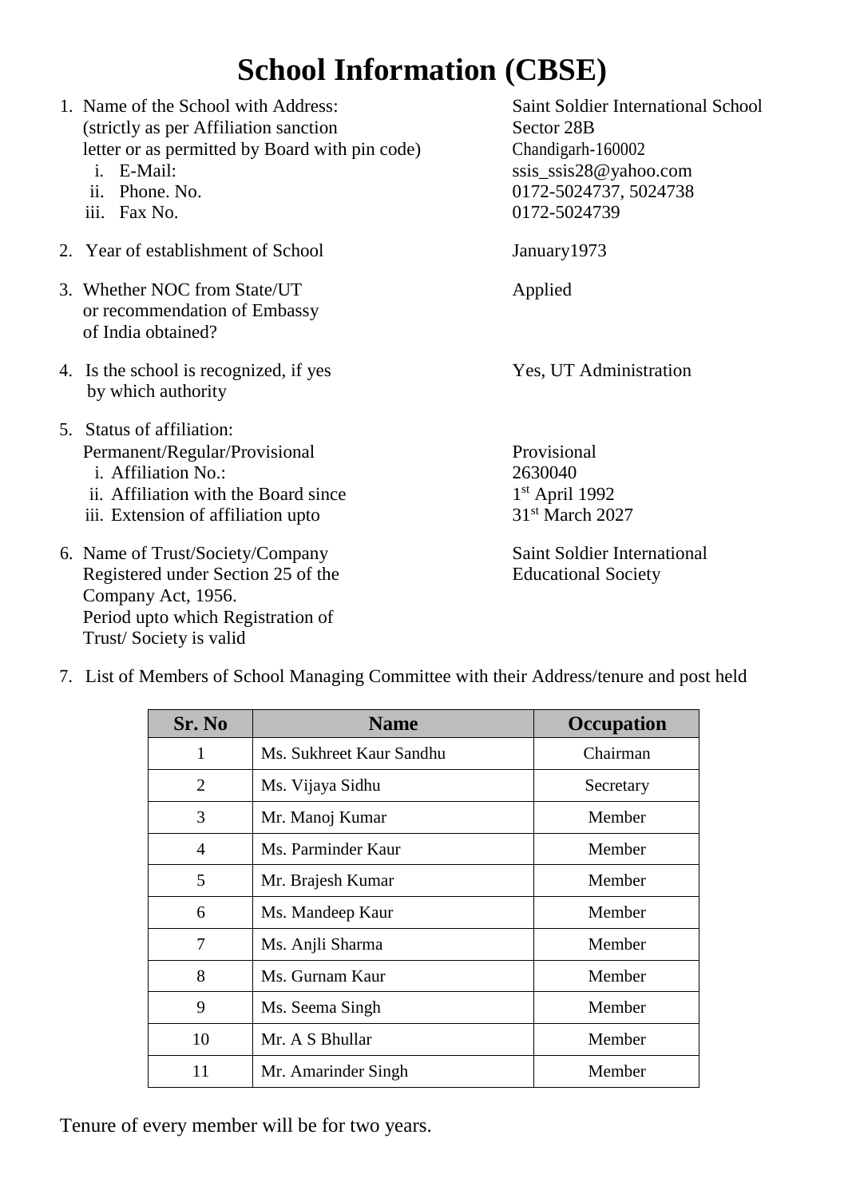# School Information (CBSE)

1. Name of the School with Address: (strictly as per Affiliation sanction letter or as permitted by Board with pin code) — Saint Soldier International School, Sector 28B, Chandigarh-160002
   i. E-Mail: ssis_ssis28@yahoo.com
   ii. Phone. No. 0172-5024737, 5024738
   iii. Fax No. 0172-5024739

2. Year of establishment of School — January1973

3. Whether NOC from State/UT or recommendation of Embassy of India obtained? — Applied

4. Is the school is recognized, if yes by which authority — Yes, UT Administration

5. Status of affiliation: Permanent/Regular/Provisional — Provisional
   i. Affiliation No.: 2630040
   ii. Affiliation with the Board since 1st April 1992
   iii. Extension of affiliation upto 31st March 2027

6. Name of Trust/Society/Company Registered under Section 25 of the Company Act, 1956. Period upto which Registration of Trust/ Society is valid — Saint Soldier International Educational Society

7. List of Members of School Managing Committee with their Address/tenure and post held

| Sr. No | Name | Occupation |
|---|---|---|
| 1 | Ms. Sukhreet Kaur Sandhu | Chairman |
| 2 | Ms. Vijaya Sidhu | Secretary |
| 3 | Mr. Manoj Kumar | Member |
| 4 | Ms. Parminder Kaur | Member |
| 5 | Mr. Brajesh Kumar | Member |
| 6 | Ms. Mandeep Kaur | Member |
| 7 | Ms. Anjli Sharma | Member |
| 8 | Ms. Gurnam Kaur | Member |
| 9 | Ms. Seema Singh | Member |
| 10 | Mr. A S Bhullar | Member |
| 11 | Mr. Amarinder Singh | Member |

Tenure of every member will be for two years.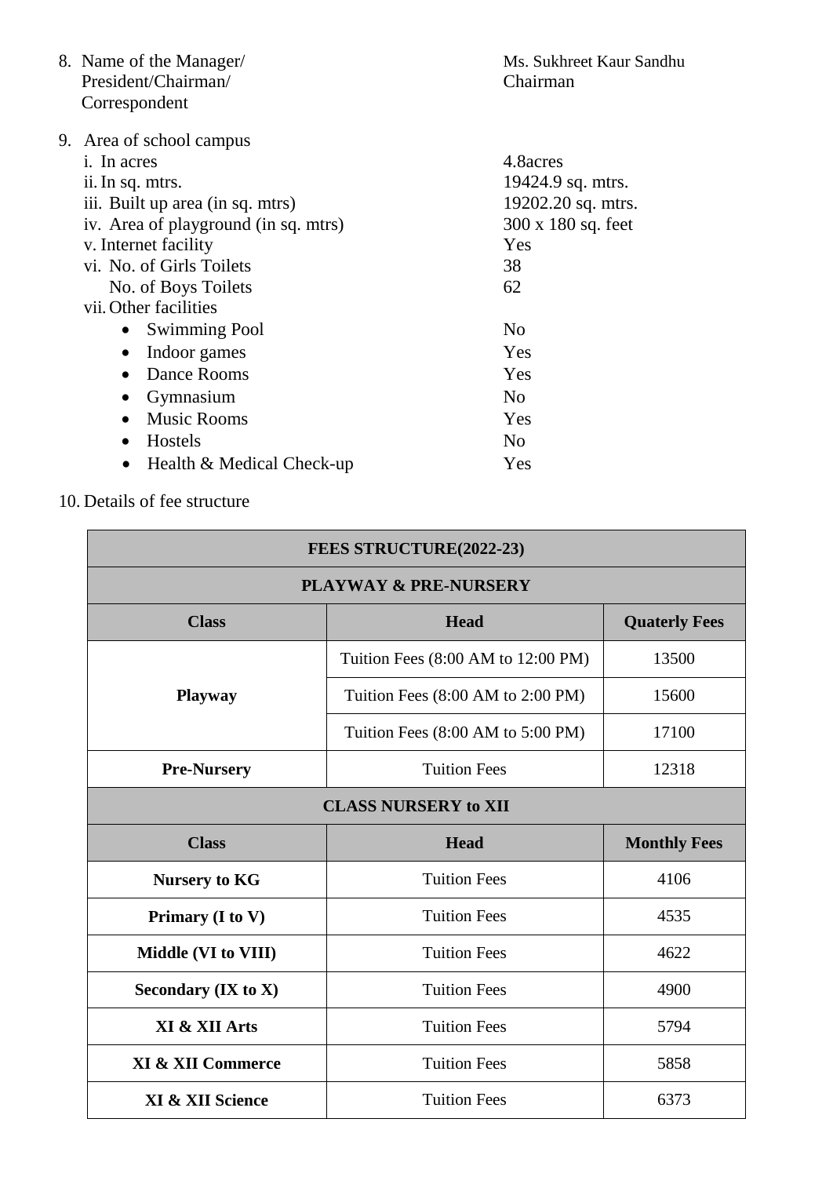8. Name of the Manager/ President/Chairman/ Correspondent — Ms. Sukhreet Kaur Sandhu, Chairman

9. Area of school campus

| | |
|---|---|
| i. In acres | 4.8acres |
| ii. In sq. mtrs. | 19424.9 sq. mtrs. |
| iii. Built up area (in sq. mtrs) | 19202.20 sq. mtrs. |
| iv. Area of playground (in sq. mtrs) | 300 x 180 sq. feet |
| v. Internet facility | Yes |
| vi. No. of Girls Toilets | 38 |
| No. of Boys Toilets | 62 |
| vii. Other facilities | |
| • Swimming Pool | No |
| • Indoor games | Yes |
| • Dance Rooms | Yes |
| • Gymnasium | No |
| • Music Rooms | Yes |
| • Hostels | No |
| • Health & Medical Check-up | Yes |

10. Details of fee structure

| FEES STRUCTURE(2022-23) | | |
|---|---|---|
| **PLAYWAY & PRE-NURSERY** | | |
| **Class** | **Head** | **Quaterly Fees** |
| **Playway** | Tuition Fees (8:00 AM to 12:00 PM) | 13500 |
| | Tuition Fees (8:00 AM to 2:00 PM) | 15600 |
| | Tuition Fees (8:00 AM to 5:00 PM) | 17100 |
| **Pre-Nursery** | Tuition Fees | 12318 |
| **CLASS NURSERY to XII** | | |
| **Class** | **Head** | **Monthly Fees** |
| **Nursery to KG** | Tuition Fees | 4106 |
| **Primary (I to V)** | Tuition Fees | 4535 |
| **Middle (VI to VIII)** | Tuition Fees | 4622 |
| **Secondary (IX to X)** | Tuition Fees | 4900 |
| **XI & XII Arts** | Tuition Fees | 5794 |
| **XI & XII Commerce** | Tuition Fees | 5858 |
| **XI & XII Science** | Tuition Fees | 6373 |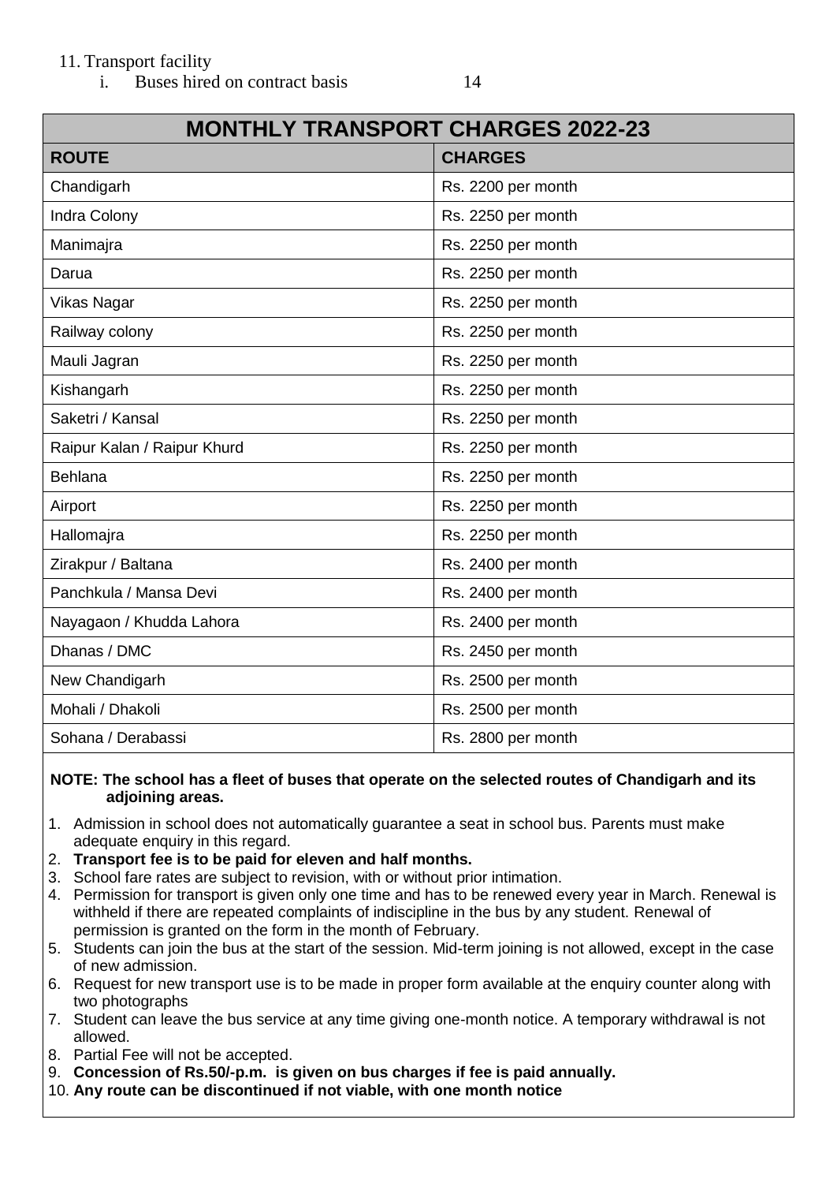11. Transport facility
    i. Buses hired on contract basis 14

| MONTHLY TRANSPORT CHARGES 2022-23 | |
|---|---|
| **ROUTE** | **CHARGES** |
| Chandigarh | Rs. 2200 per month |
| Indra Colony | Rs. 2250 per month |
| Manimajra | Rs. 2250 per month |
| Darua | Rs. 2250 per month |
| Vikas Nagar | Rs. 2250 per month |
| Railway colony | Rs. 2250 per month |
| Mauli Jagran | Rs. 2250 per month |
| Kishangarh | Rs. 2250 per month |
| Saketri / Kansal | Rs. 2250 per month |
| Raipur Kalan / Raipur Khurd | Rs. 2250 per month |
| Behlana | Rs. 2250 per month |
| Airport | Rs. 2250 per month |
| Hallomajra | Rs. 2250 per month |
| Zirakpur / Baltana | Rs. 2400 per month |
| Panchkula / Mansa Devi | Rs. 2400 per month |
| Nayagaon / Khudda Lahora | Rs. 2400 per month |
| Dhanas / DMC | Rs. 2450 per month |
| New Chandigarh | Rs. 2500 per month |
| Mohali / Dhakoli | Rs. 2500 per month |
| Sohana / Derabassi | Rs. 2800 per month |

**NOTE: The school has a fleet of buses that operate on the selected routes of Chandigarh and its adjoining areas.**

1. Admission in school does not automatically guarantee a seat in school bus. Parents must make adequate enquiry in this regard.
2. **Transport fee is to be paid for eleven and half months.**
3. School fare rates are subject to revision, with or without prior intimation.
4. Permission for transport is given only one time and has to be renewed every year in March. Renewal is withheld if there are repeated complaints of indiscipline in the bus by any student. Renewal of permission is granted on the form in the month of February.
5. Students can join the bus at the start of the session. Mid-term joining is not allowed, except in the case of new admission.
6. Request for new transport use is to be made in proper form available at the enquiry counter along with two photographs
7. Student can leave the bus service at any time giving one-month notice. A temporary withdrawal is not allowed.
8. Partial Fee will not be accepted.
9. **Concession of Rs.50/-p.m. is given on bus charges if fee is paid annually.**
10. **Any route can be discontinued if not viable, with one month notice**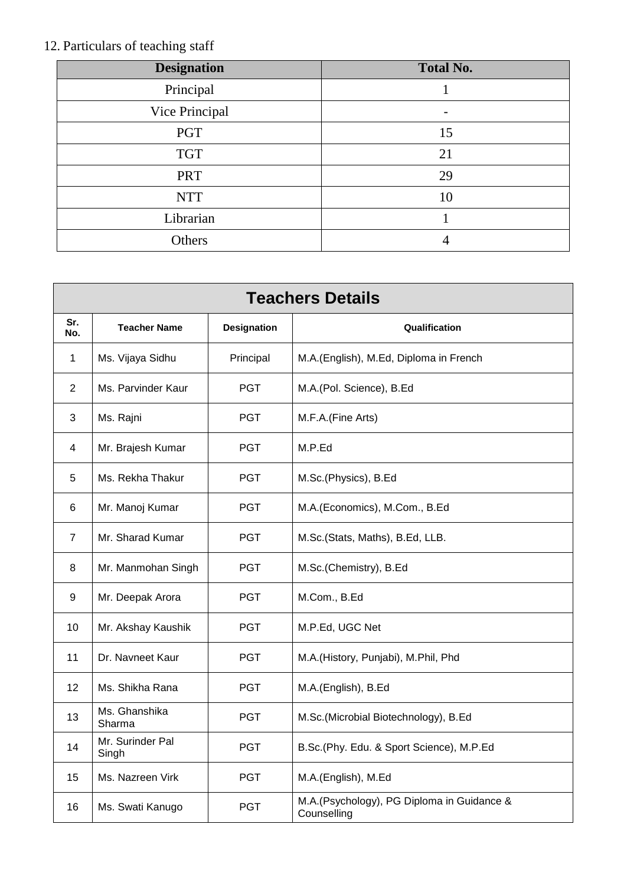12. Particulars of teaching staff

| Designation | Total No. |
|---|---|
| Principal | 1 |
| Vice Principal | - |
| PGT | 15 |
| TGT | 21 |
| PRT | 29 |
| NTT | 10 |
| Librarian | 1 |
| Others | 4 |

| Teachers Details | | | |
|---|---|---|---|
| Sr. No. | Teacher Name | Designation | Qualification |
| 1 | Ms. Vijaya Sidhu | Principal | M.A.(English), M.Ed, Diploma in French |
| 2 | Ms. Parvinder Kaur | PGT | M.A.(Pol. Science), B.Ed |
| 3 | Ms. Rajni | PGT | M.F.A.(Fine Arts) |
| 4 | Mr. Brajesh Kumar | PGT | M.P.Ed |
| 5 | Ms. Rekha Thakur | PGT | M.Sc.(Physics), B.Ed |
| 6 | Mr. Manoj Kumar | PGT | M.A.(Economics), M.Com., B.Ed |
| 7 | Mr. Sharad Kumar | PGT | M.Sc.(Stats, Maths), B.Ed, LLB. |
| 8 | Mr. Manmohan Singh | PGT | M.Sc.(Chemistry), B.Ed |
| 9 | Mr. Deepak Arora | PGT | M.Com., B.Ed |
| 10 | Mr. Akshay Kaushik | PGT | M.P.Ed, UGC Net |
| 11 | Dr. Navneet Kaur | PGT | M.A.(History, Punjabi), M.Phil, Phd |
| 12 | Ms. Shikha Rana | PGT | M.A.(English), B.Ed |
| 13 | Ms. Ghanshika Sharma | PGT | M.Sc.(Microbial Biotechnology), B.Ed |
| 14 | Mr. Surinder Pal Singh | PGT | B.Sc.(Phy. Edu. & Sport Science), M.P.Ed |
| 15 | Ms. Nazreen Virk | PGT | M.A.(English), M.Ed |
| 16 | Ms. Swati Kanugo | PGT | M.A.(Psychology), PG Diploma in Guidance & Counselling |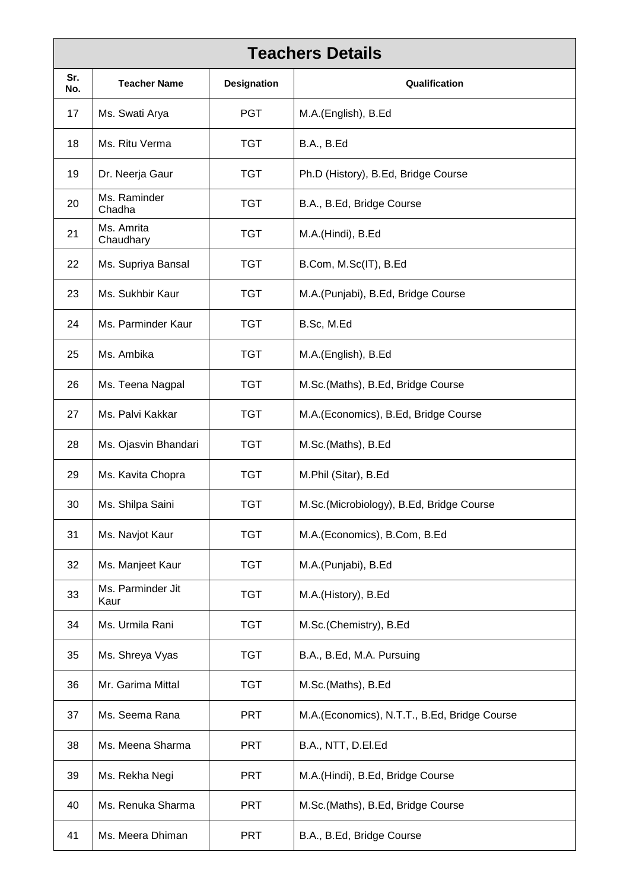| Teachers Details | | | |
|---|---|---|---|
| Sr. No. | Teacher Name | Designation | Qualification |
| 17 | Ms. Swati Arya | PGT | M.A.(English), B.Ed |
| 18 | Ms. Ritu Verma | TGT | B.A., B.Ed |
| 19 | Dr. Neerja Gaur | TGT | Ph.D (History), B.Ed, Bridge Course |
| 20 | Ms. Raminder Chadha | TGT | B.A., B.Ed, Bridge Course |
| 21 | Ms. Amrita Chaudhary | TGT | M.A.(Hindi), B.Ed |
| 22 | Ms. Supriya Bansal | TGT | B.Com, M.Sc(IT), B.Ed |
| 23 | Ms. Sukhbir Kaur | TGT | M.A.(Punjabi), B.Ed, Bridge Course |
| 24 | Ms. Parminder Kaur | TGT | B.Sc, M.Ed |
| 25 | Ms. Ambika | TGT | M.A.(English), B.Ed |
| 26 | Ms. Teena Nagpal | TGT | M.Sc.(Maths), B.Ed, Bridge Course |
| 27 | Ms. Palvi Kakkar | TGT | M.A.(Economics), B.Ed, Bridge Course |
| 28 | Ms. Ojasvin Bhandari | TGT | M.Sc.(Maths), B.Ed |
| 29 | Ms. Kavita Chopra | TGT | M.Phil (Sitar), B.Ed |
| 30 | Ms. Shilpa Saini | TGT | M.Sc.(Microbiology), B.Ed, Bridge Course |
| 31 | Ms. Navjot Kaur | TGT | M.A.(Economics), B.Com, B.Ed |
| 32 | Ms. Manjeet Kaur | TGT | M.A.(Punjabi), B.Ed |
| 33 | Ms. Parminder Jit Kaur | TGT | M.A.(History), B.Ed |
| 34 | Ms. Urmila Rani | TGT | M.Sc.(Chemistry), B.Ed |
| 35 | Ms. Shreya Vyas | TGT | B.A., B.Ed, M.A. Pursuing |
| 36 | Mr. Garima Mittal | TGT | M.Sc.(Maths), B.Ed |
| 37 | Ms. Seema Rana | PRT | M.A.(Economics), N.T.T., B.Ed, Bridge Course |
| 38 | Ms. Meena Sharma | PRT | B.A., NTT, D.El.Ed |
| 39 | Ms. Rekha Negi | PRT | M.A.(Hindi), B.Ed, Bridge Course |
| 40 | Ms. Renuka Sharma | PRT | M.Sc.(Maths), B.Ed, Bridge Course |
| 41 | Ms. Meera Dhiman | PRT | B.A., B.Ed, Bridge Course |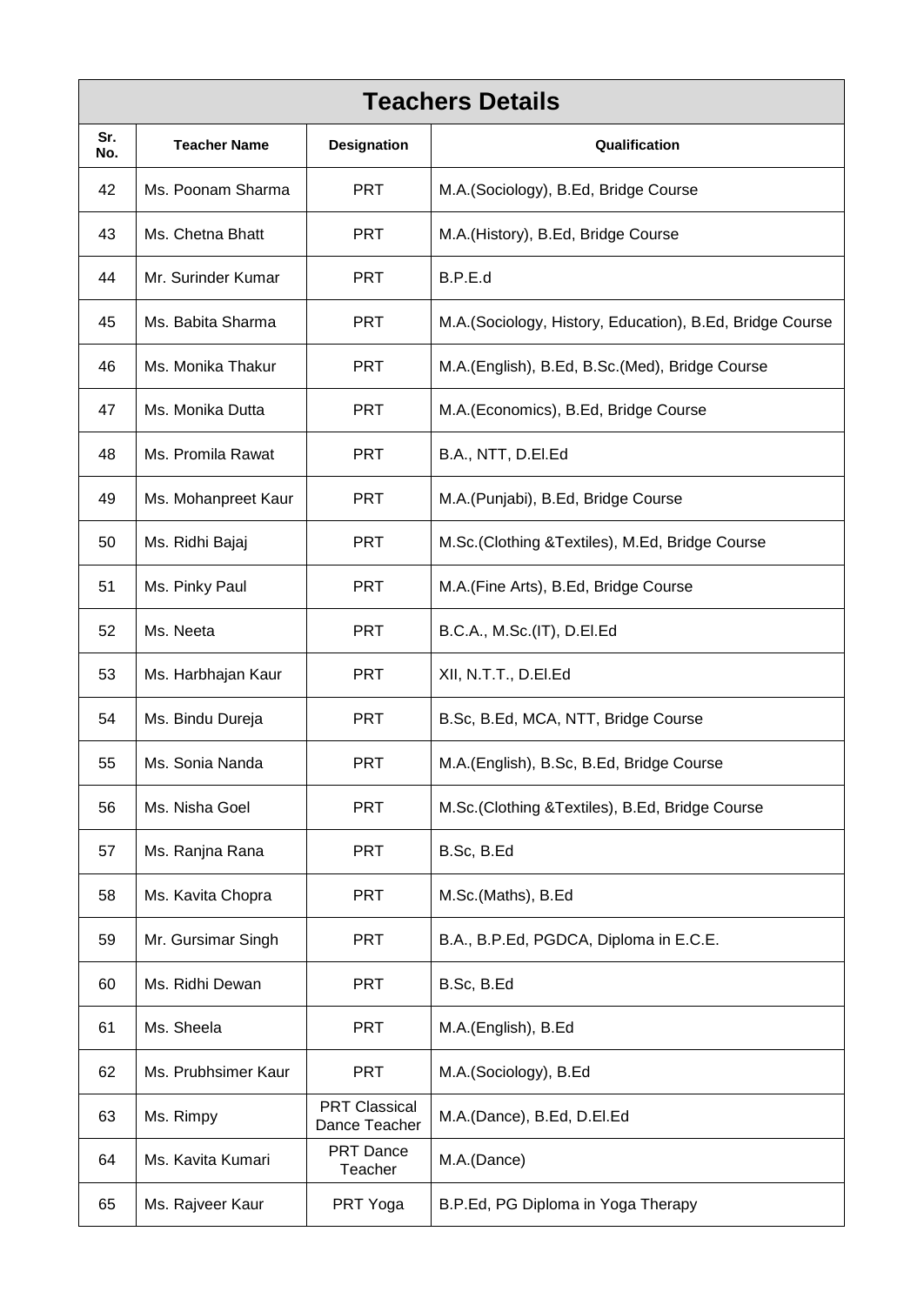| Teachers Details | | | |
|---|---|---|---|
| Sr. No. | Teacher Name | Designation | Qualification |
| 42 | Ms. Poonam Sharma | PRT | M.A.(Sociology), B.Ed, Bridge Course |
| 43 | Ms. Chetna Bhatt | PRT | M.A.(History), B.Ed, Bridge Course |
| 44 | Mr. Surinder Kumar | PRT | B.P.E.d |
| 45 | Ms. Babita Sharma | PRT | M.A.(Sociology, History, Education), B.Ed, Bridge Course |
| 46 | Ms. Monika Thakur | PRT | M.A.(English), B.Ed, B.Sc.(Med), Bridge Course |
| 47 | Ms. Monika Dutta | PRT | M.A.(Economics), B.Ed, Bridge Course |
| 48 | Ms. Promila Rawat | PRT | B.A., NTT, D.El.Ed |
| 49 | Ms. Mohanpreet Kaur | PRT | M.A.(Punjabi), B.Ed, Bridge Course |
| 50 | Ms. Ridhi Bajaj | PRT | M.Sc.(Clothing &Textiles), M.Ed, Bridge Course |
| 51 | Ms. Pinky Paul | PRT | M.A.(Fine Arts), B.Ed, Bridge Course |
| 52 | Ms. Neeta | PRT | B.C.A., M.Sc.(IT), D.El.Ed |
| 53 | Ms. Harbhajan Kaur | PRT | XII, N.T.T., D.El.Ed |
| 54 | Ms. Bindu Dureja | PRT | B.Sc, B.Ed, MCA, NTT, Bridge Course |
| 55 | Ms. Sonia Nanda | PRT | M.A.(English), B.Sc, B.Ed, Bridge Course |
| 56 | Ms. Nisha Goel | PRT | M.Sc.(Clothing &Textiles), B.Ed, Bridge Course |
| 57 | Ms. Ranjna Rana | PRT | B.Sc, B.Ed |
| 58 | Ms. Kavita Chopra | PRT | M.Sc.(Maths), B.Ed |
| 59 | Mr. Gursimar Singh | PRT | B.A., B.P.Ed, PGDCA, Diploma in E.C.E. |
| 60 | Ms. Ridhi Dewan | PRT | B.Sc, B.Ed |
| 61 | Ms. Sheela | PRT | M.A.(English), B.Ed |
| 62 | Ms. Prubhsimer Kaur | PRT | M.A.(Sociology), B.Ed |
| 63 | Ms. Rimpy | PRT Classical Dance Teacher | M.A.(Dance), B.Ed, D.El.Ed |
| 64 | Ms. Kavita Kumari | PRT Dance Teacher | M.A.(Dance) |
| 65 | Ms. Rajveer Kaur | PRT Yoga | B.P.Ed, PG Diploma in Yoga Therapy |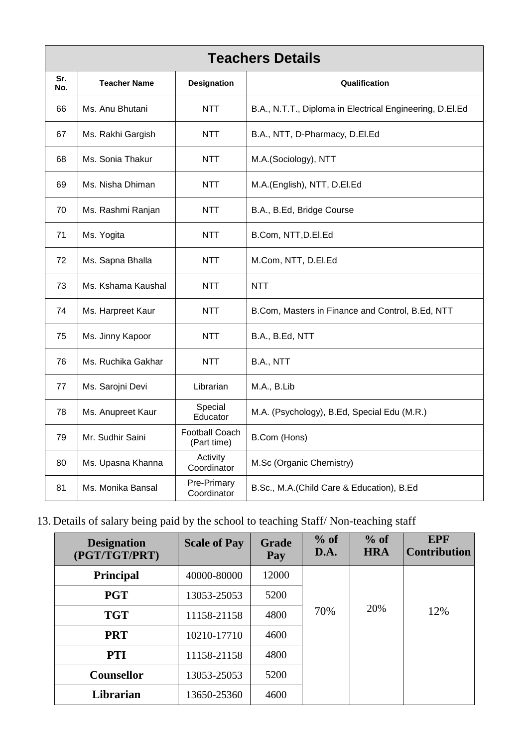| Teachers Details | | | |
|---|---|---|---|
| Sr. No. | Teacher Name | Designation | Qualification |
| 66 | Ms. Anu Bhutani | NTT | B.A., N.T.T., Diploma in Electrical Engineering, D.El.Ed |
| 67 | Ms. Rakhi Gargish | NTT | B.A., NTT, D-Pharmacy, D.El.Ed |
| 68 | Ms. Sonia Thakur | NTT | M.A.(Sociology), NTT |
| 69 | Ms. Nisha Dhiman | NTT | M.A.(English), NTT, D.El.Ed |
| 70 | Ms. Rashmi Ranjan | NTT | B.A., B.Ed, Bridge Course |
| 71 | Ms. Yogita | NTT | B.Com, NTT,D.El.Ed |
| 72 | Ms. Sapna Bhalla | NTT | M.Com, NTT, D.El.Ed |
| 73 | Ms. Kshama Kaushal | NTT | NTT |
| 74 | Ms. Harpreet Kaur | NTT | B.Com, Masters in Finance and Control, B.Ed, NTT |
| 75 | Ms. Jinny Kapoor | NTT | B.A., B.Ed, NTT |
| 76 | Ms. Ruchika Gakhar | NTT | B.A., NTT |
| 77 | Ms. Sarojni Devi | Librarian | M.A., B.Lib |
| 78 | Ms. Anupreet Kaur | Special Educator | M.A. (Psychology), B.Ed, Special Edu (M.R.) |
| 79 | Mr. Sudhir Saini | Football Coach (Part time) | B.Com (Hons) |
| 80 | Ms. Upasna Khanna | Activity Coordinator | M.Sc (Organic Chemistry) |
| 81 | Ms. Monika Bansal | Pre-Primary Coordinator | B.Sc., M.A.(Child Care & Education), B.Ed |

13. Details of salary being paid by the school to teaching Staff/ Non-teaching staff

| Designation (PGT/TGT/PRT) | Scale of Pay | Grade Pay | % of D.A. | % of HRA | EPF Contribution |
|---|---|---|---|---|---|
| **Principal** | 40000-80000 | 12000 | 70% | 20% | 12% |
| **PGT** | 13053-25053 | 5200 | | | |
| **TGT** | 11158-21158 | 4800 | | | |
| **PRT** | 10210-17710 | 4600 | | | |
| **PTI** | 11158-21158 | 4800 | | | |
| **Counsellor** | 13053-25053 | 5200 | | | |
| **Librarian** | 13650-25360 | 4600 | | | |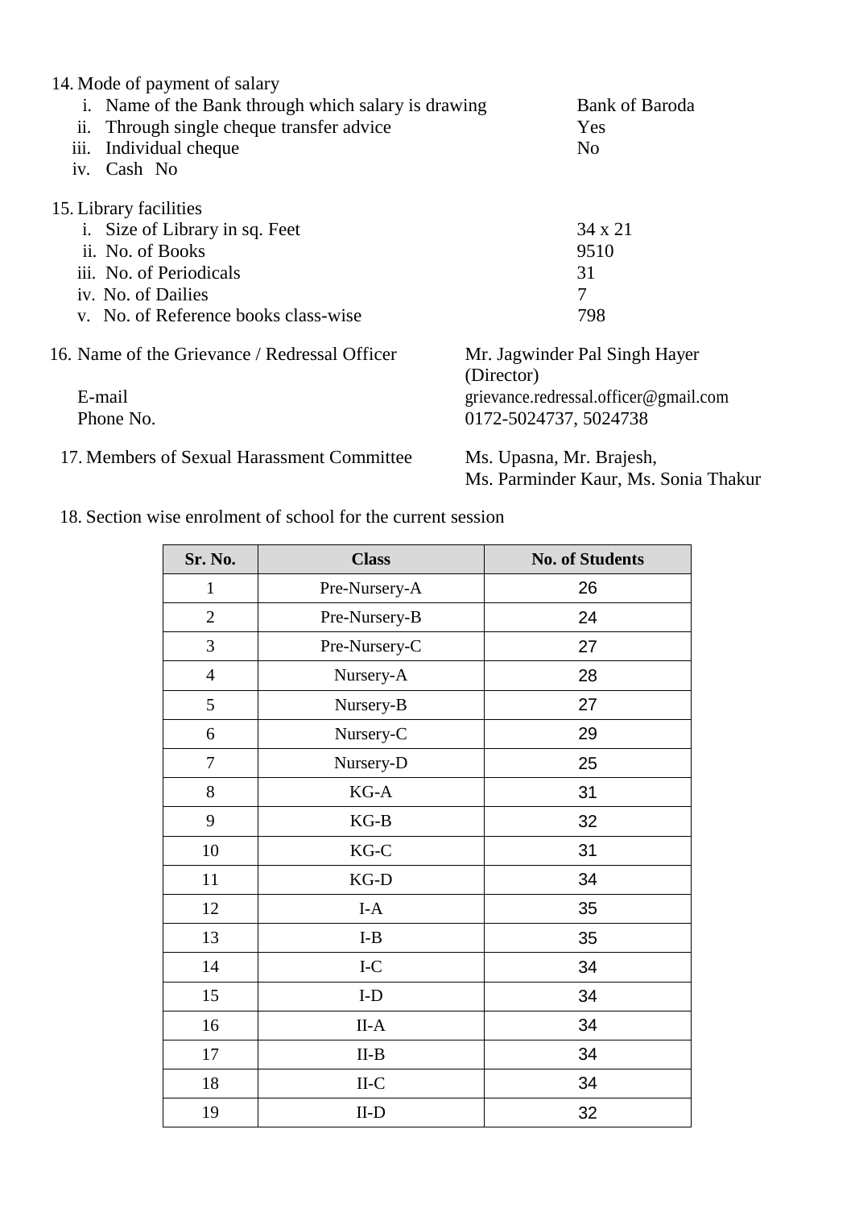14. Mode of payment of salary
    i. Name of the Bank through which salary is drawing — Bank of Baroda
    ii. Through single cheque transfer advice — Yes
    iii. Individual cheque — No
    iv. Cash No

15. Library facilities
    i. Size of Library in sq. Feet — 34 x 21
    ii. No. of Books — 9510
    iii. No. of Periodicals — 31
    iv. No. of Dailies — 7
    v. No. of Reference books class-wise — 798

16. Name of the Grievance / Redressal Officer — Mr. Jagwinder Pal Singh Hayer (Director)

    E-mail — grievance.redressal.officer@gmail.com

    Phone No. — 0172-5024737, 5024738

17. Members of Sexual Harassment Committee — Ms. Upasna, Mr. Brajesh, Ms. Parminder Kaur, Ms. Sonia Thakur

18. Section wise enrolment of school for the current session

| Sr. No. | Class | No. of Students |
|---|---|---|
| 1 | Pre-Nursery-A | 26 |
| 2 | Pre-Nursery-B | 24 |
| 3 | Pre-Nursery-C | 27 |
| 4 | Nursery-A | 28 |
| 5 | Nursery-B | 27 |
| 6 | Nursery-C | 29 |
| 7 | Nursery-D | 25 |
| 8 | KG-A | 31 |
| 9 | KG-B | 32 |
| 10 | KG-C | 31 |
| 11 | KG-D | 34 |
| 12 | I-A | 35 |
| 13 | I-B | 35 |
| 14 | I-C | 34 |
| 15 | I-D | 34 |
| 16 | II-A | 34 |
| 17 | II-B | 34 |
| 18 | II-C | 34 |
| 19 | II-D | 32 |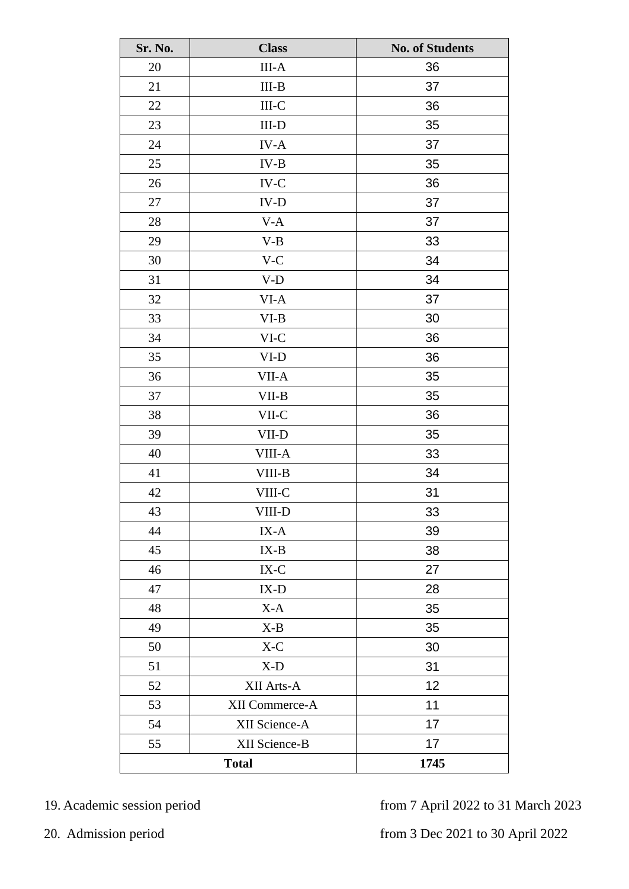| Sr. No. | Class | No. of Students |
|---|---|---|
| 20 | III-A | 36 |
| 21 | III-B | 37 |
| 22 | III-C | 36 |
| 23 | III-D | 35 |
| 24 | IV-A | 37 |
| 25 | IV-B | 35 |
| 26 | IV-C | 36 |
| 27 | IV-D | 37 |
| 28 | V-A | 37 |
| 29 | V-B | 33 |
| 30 | V-C | 34 |
| 31 | V-D | 34 |
| 32 | VI-A | 37 |
| 33 | VI-B | 30 |
| 34 | VI-C | 36 |
| 35 | VI-D | 36 |
| 36 | VII-A | 35 |
| 37 | VII-B | 35 |
| 38 | VII-C | 36 |
| 39 | VII-D | 35 |
| 40 | VIII-A | 33 |
| 41 | VIII-B | 34 |
| 42 | VIII-C | 31 |
| 43 | VIII-D | 33 |
| 44 | IX-A | 39 |
| 45 | IX-B | 38 |
| 46 | IX-C | 27 |
| 47 | IX-D | 28 |
| 48 | X-A | 35 |
| 49 | X-B | 35 |
| 50 | X-C | 30 |
| 51 | X-D | 31 |
| 52 | XII Arts-A | 12 |
| 53 | XII Commerce-A | 11 |
| 54 | XII Science-A | 17 |
| 55 | XII Science-B | 17 |
| **Total** | | **1745** |

19. Academic session period — from 7 April 2022 to 31 March 2023

20. Admission period — from 3 Dec 2021 to 30 April 2022